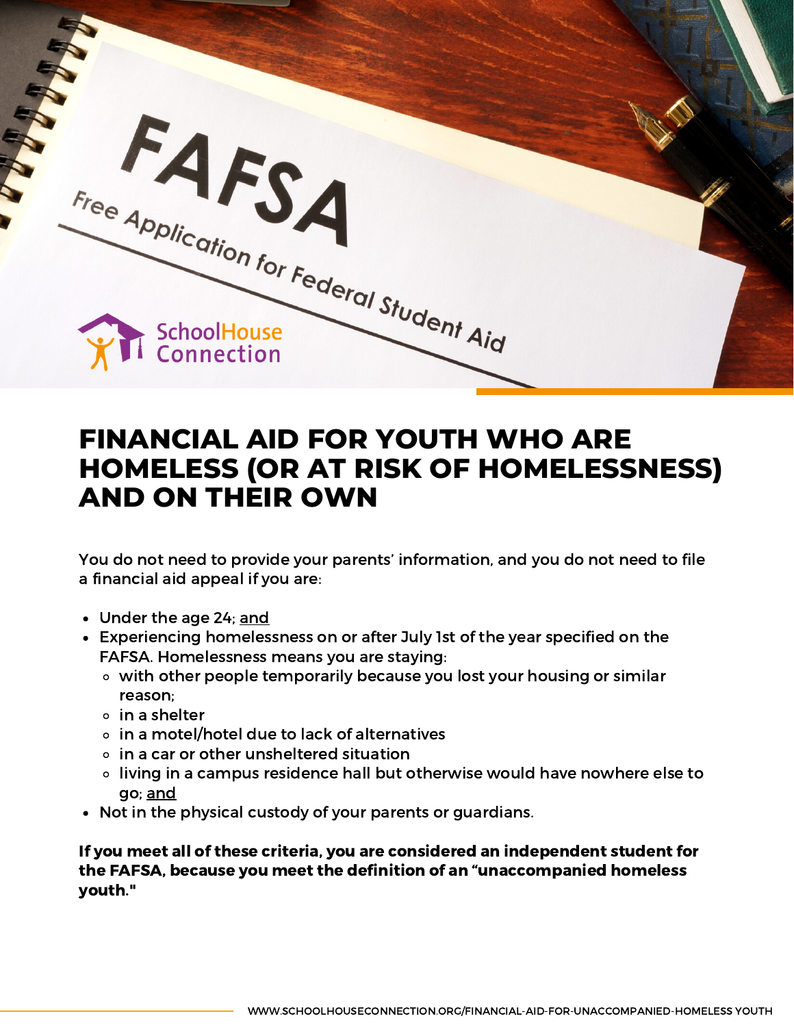# FINANCIAL AID FOR YOUTH WHO ARE HOMELESS (OR AT RISK OF HOMELESSNESS) AND ON THEIR OWN

You do not need to provide your parents' information, and you do not need to file a financial aid appeal if you are:

- Under the age 24; <u>and</u>
- Experiencing homelessness on or after July 1st of the year specified on the FAFSA. Homelessness means you are staying:
  - with other people temporarily because you lost your housing or similar reason;
  - in a shelter
  - in a motel/hotel due to lack of alternatives
  - in a car or other unsheltered situation
  - living in a campus residence hall but otherwise would have nowhere else to go; <u>and</u>
- Not in the physical custody of your parents or guardians.

**If you meet all of these criteria, you are considered an independent student for the FAFSA, because you meet the definition of an "unaccompanied homeless youth."**

WWW.SCHOOLHOUSECONNECTION.ORG/FINANCIAL-AID-FOR-UNACCOMPANIED-HOMELESS YOUTH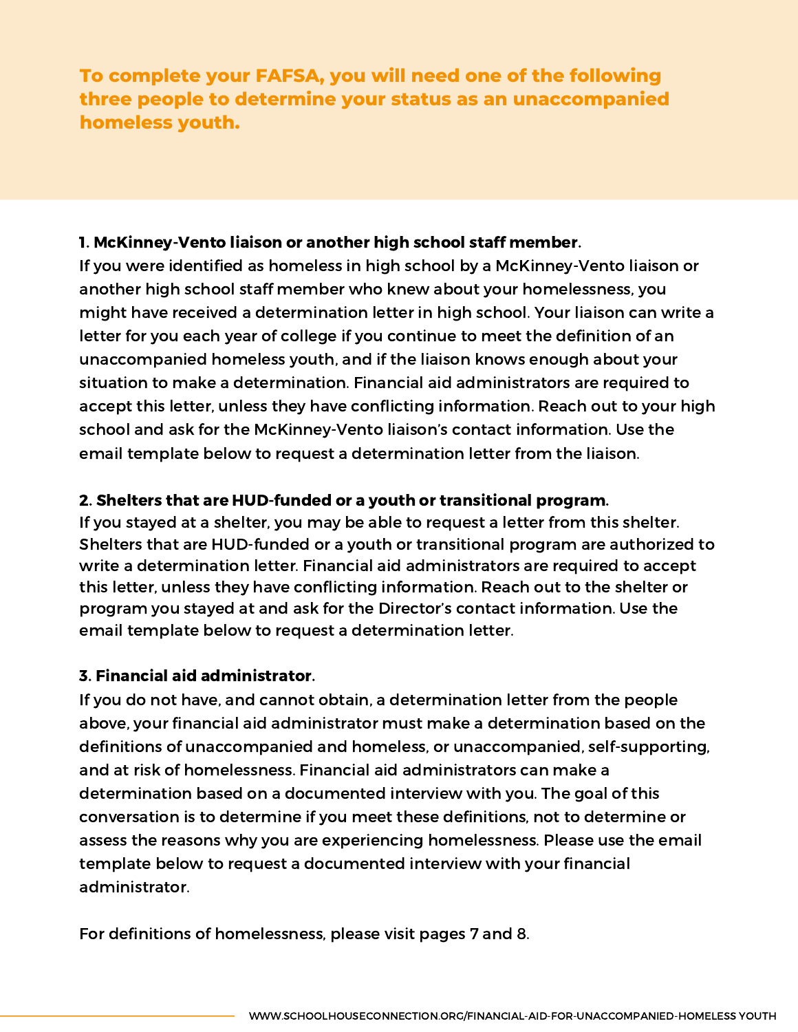## To complete your FAFSA, you will need one of the following three people to determine your status as an unaccompanied homeless youth.

**1. McKinney-Vento liaison or another high school staff member.**

If you were identified as homeless in high school by a McKinney-Vento liaison or another high school staff member who knew about your homelessness, you might have received a determination letter in high school. Your liaison can write a letter for you each year of college if you continue to meet the definition of an unaccompanied homeless youth, and if the liaison knows enough about your situation to make a determination. Financial aid administrators are required to accept this letter, unless they have conflicting information. Reach out to your high school and ask for the McKinney-Vento liaison's contact information. Use the email template below to request a determination letter from the liaison.

**2. Shelters that are HUD-funded or a youth or transitional program.**

If you stayed at a shelter, you may be able to request a letter from this shelter. Shelters that are HUD-funded or a youth or transitional program are authorized to write a determination letter. Financial aid administrators are required to accept this letter, unless they have conflicting information. Reach out to the shelter or program you stayed at and ask for the Director's contact information. Use the email template below to request a determination letter.

**3. Financial aid administrator.**

If you do not have, and cannot obtain, a determination letter from the people above, your financial aid administrator must make a determination based on the definitions of unaccompanied and homeless, or unaccompanied, self-supporting, and at risk of homelessness. Financial aid administrators can make a determination based on a documented interview with you. The goal of this conversation is to determine if you meet these definitions, not to determine or assess the reasons why you are experiencing homelessness. Please use the email template below to request a documented interview with your financial administrator.

For definitions of homelessness, please visit pages 7 and 8.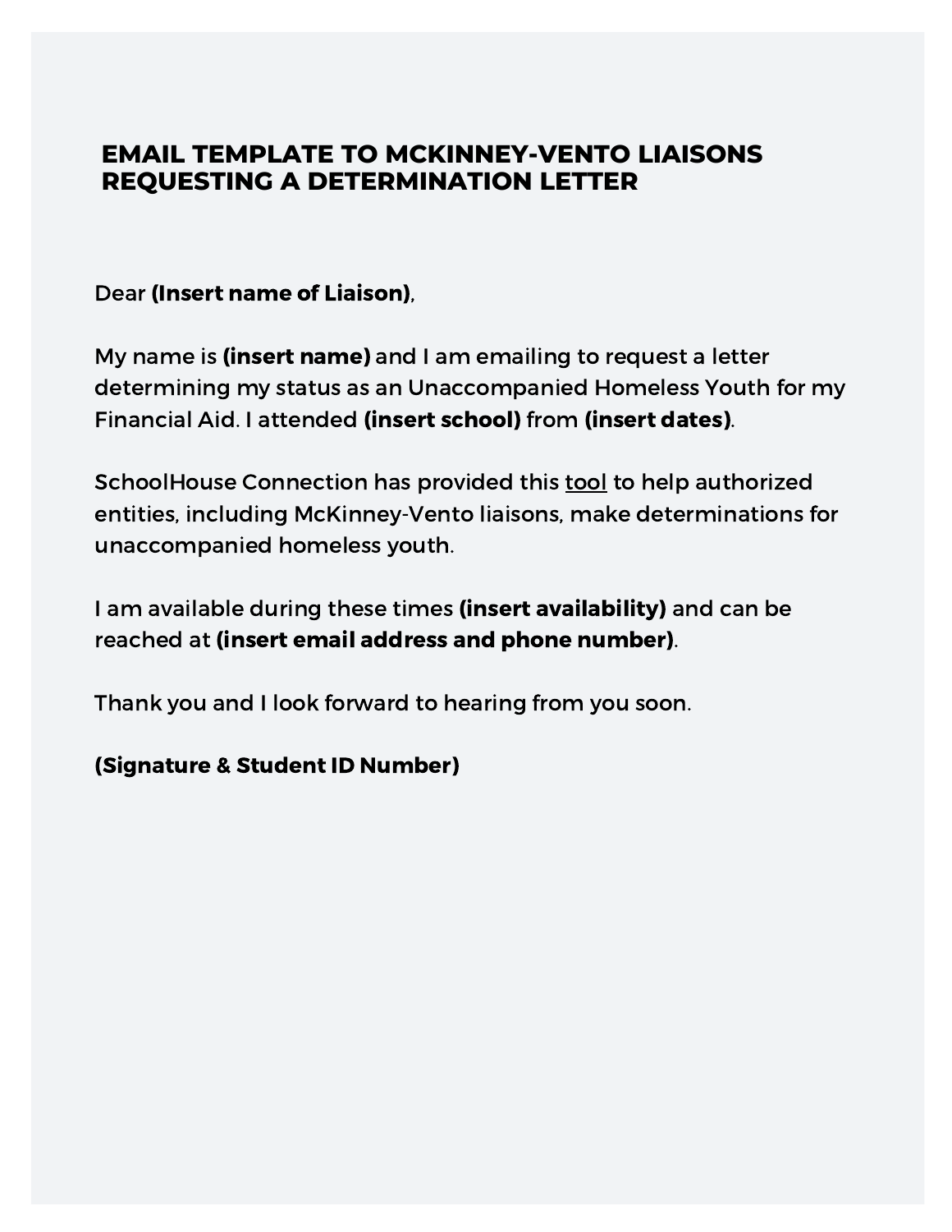# EMAIL TEMPLATE TO MCKINNEY-VENTO LIAISONS REQUESTING A DETERMINATION LETTER

Dear **(Insert name of Liaison)**,

My name is **(insert name)** and I am emailing to request a letter determining my status as an Unaccompanied Homeless Youth for my Financial Aid. I attended **(insert school)** from **(insert dates)**.

SchoolHouse Connection has provided this tool to help authorized entities, including McKinney-Vento liaisons, make determinations for unaccompanied homeless youth.

I am available during these times **(insert availability)** and can be reached at **(insert email address and phone number)**.

Thank you and I look forward to hearing from you soon.

**(Signature & Student ID Number)**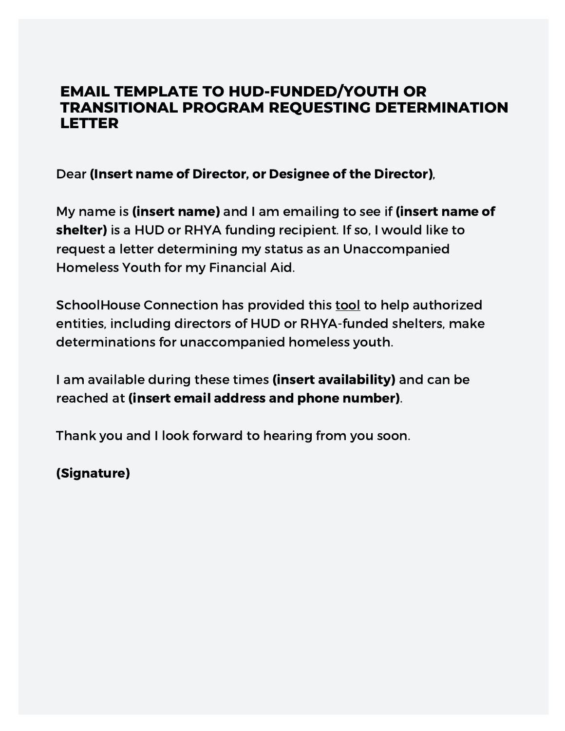# EMAIL TEMPLATE TO HUD-FUNDED/YOUTH OR TRANSITIONAL PROGRAM REQUESTING DETERMINATION LETTER

Dear **(Insert name of Director, or Designee of the Director)**,

My name is **(insert name)** and I am emailing to see if **(insert name of shelter)** is a HUD or RHYA funding recipient. If so, I would like to request a letter determining my status as an Unaccompanied Homeless Youth for my Financial Aid.

SchoolHouse Connection has provided this tool to help authorized entities, including directors of HUD or RHYA-funded shelters, make determinations for unaccompanied homeless youth.

I am available during these times **(insert availability)** and can be reached at **(insert email address and phone number)**.

Thank you and I look forward to hearing from you soon.

**(Signature)**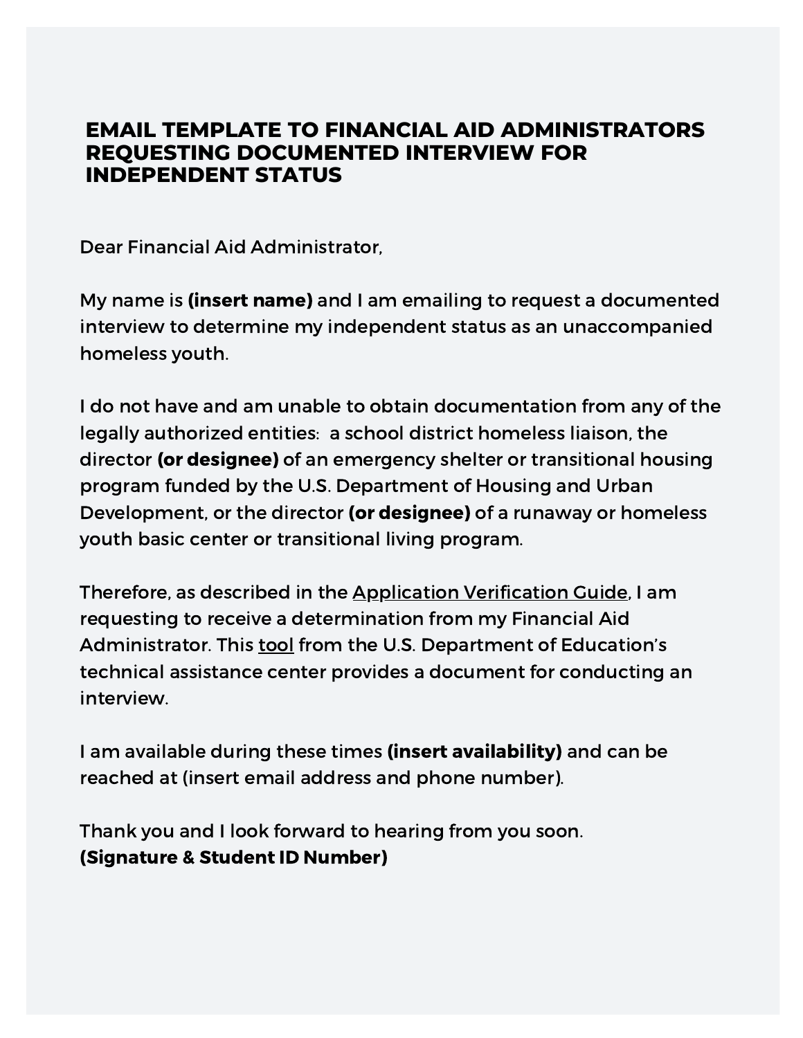# EMAIL TEMPLATE TO FINANCIAL AID ADMINISTRATORS REQUESTING DOCUMENTED INTERVIEW FOR INDEPENDENT STATUS

Dear Financial Aid Administrator,

My name is **(insert name)** and I am emailing to request a documented interview to determine my independent status as an unaccompanied homeless youth.

I do not have and am unable to obtain documentation from any of the legally authorized entities: a school district homeless liaison, the director **(or designee)** of an emergency shelter or transitional housing program funded by the U.S. Department of Housing and Urban Development, or the director **(or designee)** of a runaway or homeless youth basic center or transitional living program.

Therefore, as described in the Application Verification Guide, I am requesting to receive a determination from my Financial Aid Administrator. This tool from the U.S. Department of Education's technical assistance center provides a document for conducting an interview.

I am available during these times **(insert availability)** and can be reached at (insert email address and phone number).

Thank you and I look forward to hearing from you soon.
**(Signature & Student ID Number)**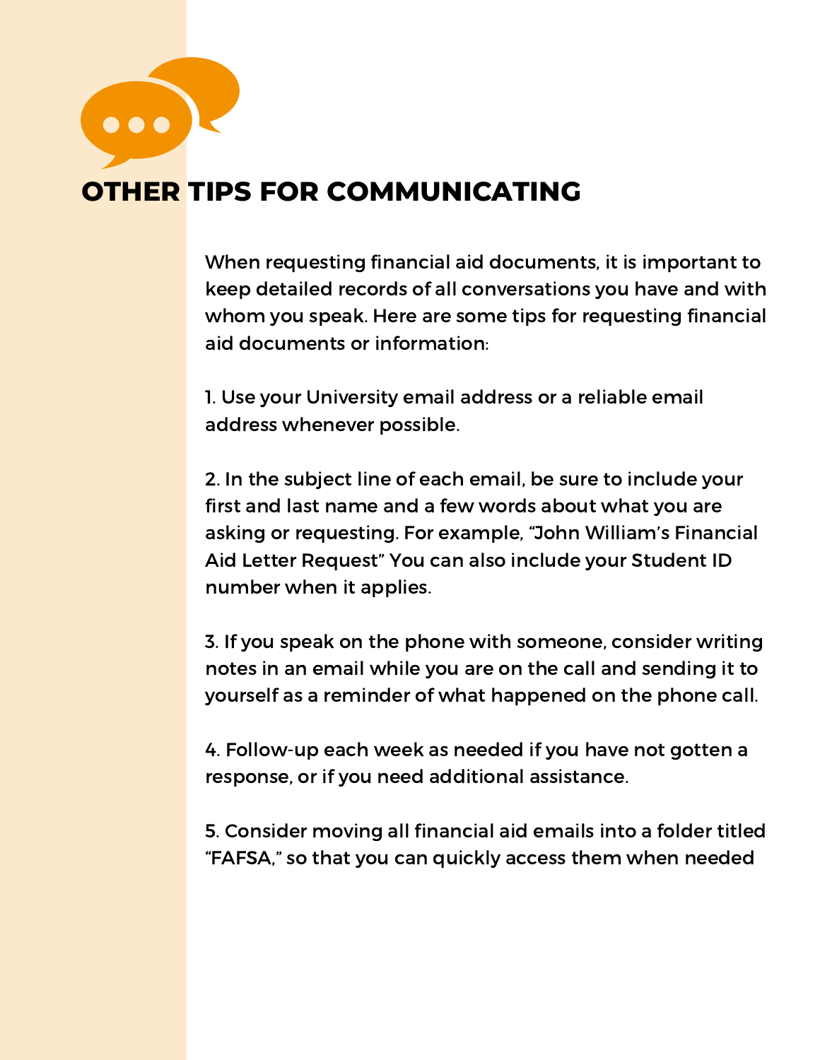# OTHER TIPS FOR COMMUNICATING

When requesting financial aid documents, it is important to keep detailed records of all conversations you have and with whom you speak. Here are some tips for requesting financial aid documents or information:

1. Use your University email address or a reliable email address whenever possible.

2. In the subject line of each email, be sure to include your first and last name and a few words about what you are asking or requesting. For example, "John William's Financial Aid Letter Request" You can also include your Student ID number when it applies.

3. If you speak on the phone with someone, consider writing notes in an email while you are on the call and sending it to yourself as a reminder of what happened on the phone call.

4. Follow-up each week as needed if you have not gotten a response, or if you need additional assistance.

5. Consider moving all financial aid emails into a folder titled "FAFSA," so that you can quickly access them when needed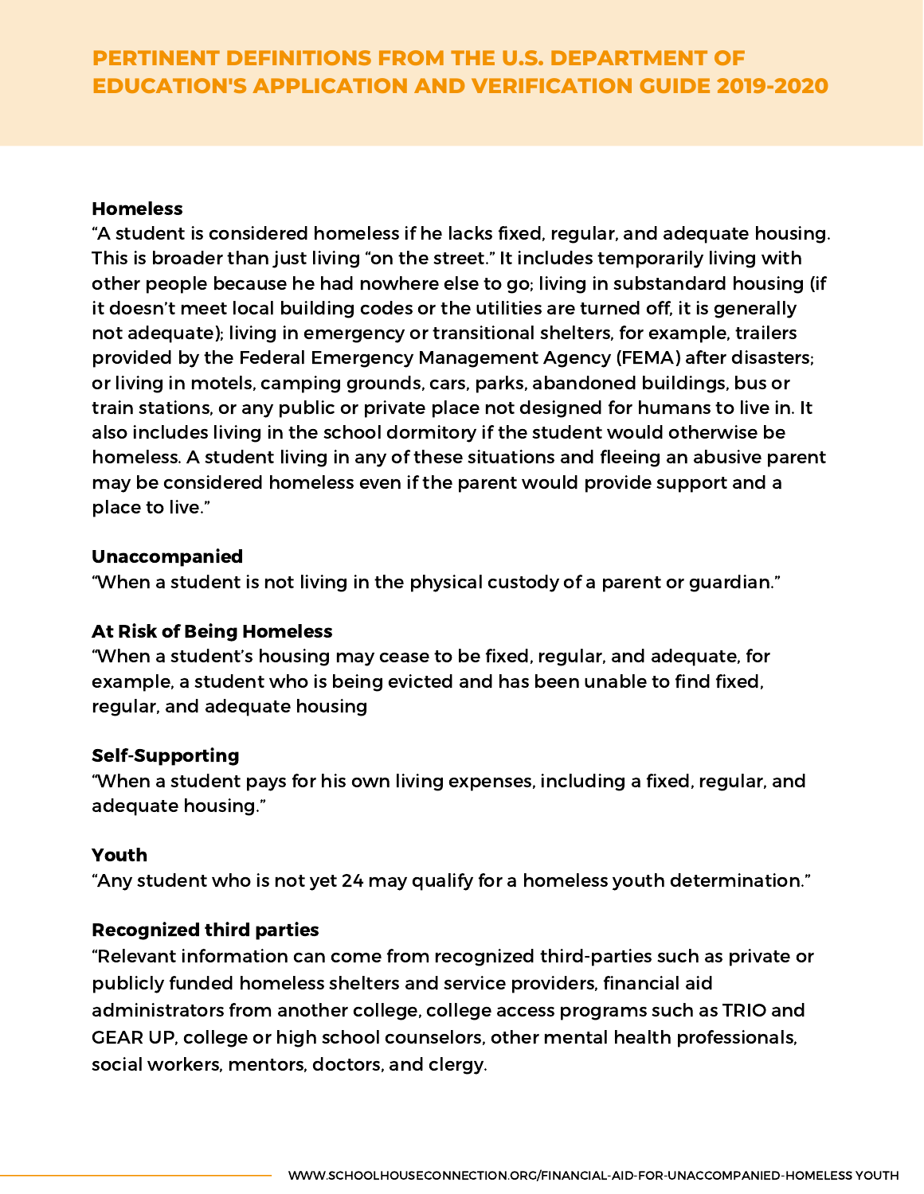# PERTINENT DEFINITIONS FROM THE U.S. DEPARTMENT OF EDUCATION'S APPLICATION AND VERIFICATION GUIDE 2019-2020

**Homeless**

"A student is considered homeless if he lacks fixed, regular, and adequate housing. This is broader than just living "on the street." It includes temporarily living with other people because he had nowhere else to go; living in substandard housing (if it doesn't meet local building codes or the utilities are turned off, it is generally not adequate); living in emergency or transitional shelters, for example, trailers provided by the Federal Emergency Management Agency (FEMA) after disasters; or living in motels, camping grounds, cars, parks, abandoned buildings, bus or train stations, or any public or private place not designed for humans to live in. It also includes living in the school dormitory if the student would otherwise be homeless. A student living in any of these situations and fleeing an abusive parent may be considered homeless even if the parent would provide support and a place to live."

**Unaccompanied**

"When a student is not living in the physical custody of a parent or guardian."

**At Risk of Being Homeless**

"When a student's housing may cease to be fixed, regular, and adequate, for example, a student who is being evicted and has been unable to find fixed, regular, and adequate housing

**Self-Supporting**

"When a student pays for his own living expenses, including a fixed, regular, and adequate housing."

**Youth**

"Any student who is not yet 24 may qualify for a homeless youth determination."

**Recognized third parties**

"Relevant information can come from recognized third-parties such as private or publicly funded homeless shelters and service providers, financial aid administrators from another college, college access programs such as TRIO and GEAR UP, college or high school counselors, other mental health professionals, social workers, mentors, doctors, and clergy.

WWW.SCHOOLHOUSECONNECTION.ORG/FINANCIAL-AID-FOR-UNACCOMPANIED-HOMELESS YOUTH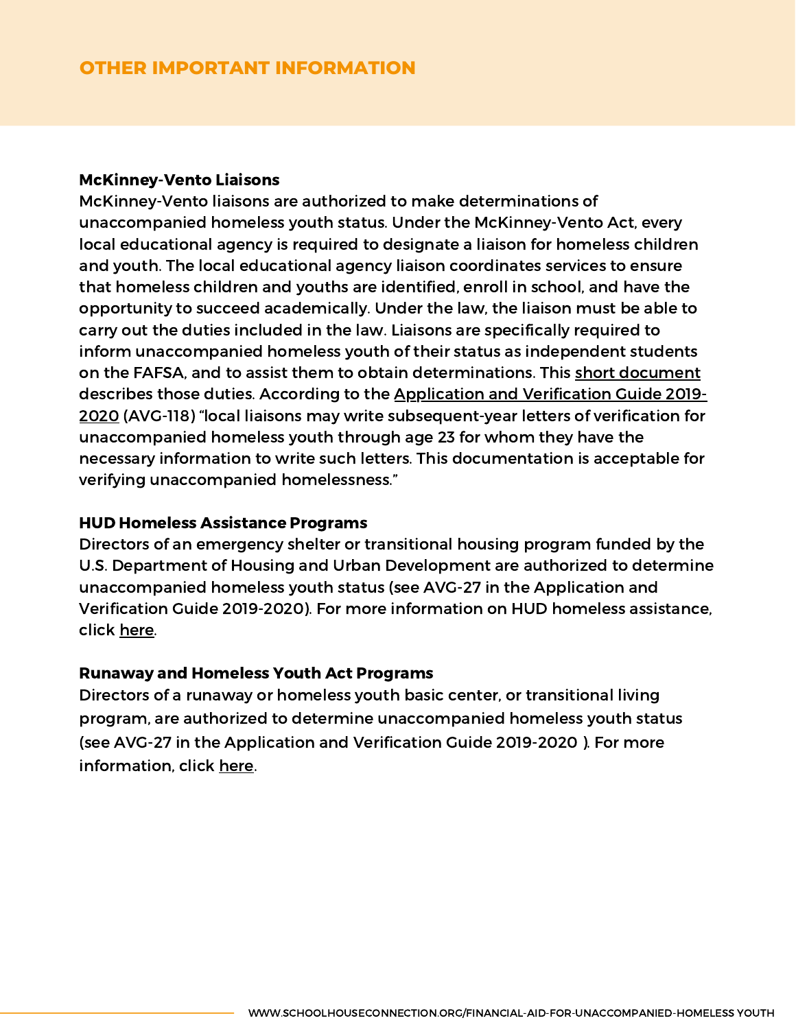## OTHER IMPORTANT INFORMATION

**McKinney-Vento Liaisons**

McKinney-Vento liaisons are authorized to make determinations of unaccompanied homeless youth status. Under the McKinney-Vento Act, every local educational agency is required to designate a liaison for homeless children and youth. The local educational agency liaison coordinates services to ensure that homeless children and youths are identified, enroll in school, and have the opportunity to succeed academically. Under the law, the liaison must be able to carry out the duties included in the law. Liaisons are specifically required to inform unaccompanied homeless youth of their status as independent students on the FAFSA, and to assist them to obtain determinations. This short document describes those duties. According to the Application and Verification Guide 2019-2020 (AVG-118) "local liaisons may write subsequent-year letters of verification for unaccompanied homeless youth through age 23 for whom they have the necessary information to write such letters. This documentation is acceptable for verifying unaccompanied homelessness."

**HUD Homeless Assistance Programs**

Directors of an emergency shelter or transitional housing program funded by the U.S. Department of Housing and Urban Development are authorized to determine unaccompanied homeless youth status (see AVG-27 in the Application and Verification Guide 2019-2020). For more information on HUD homeless assistance, click here.

**Runaway and Homeless Youth Act Programs**

Directors of a runaway or homeless youth basic center, or transitional living program, are authorized to determine unaccompanied homeless youth status (see AVG-27 in the Application and Verification Guide 2019-2020 ). For more information, click here.